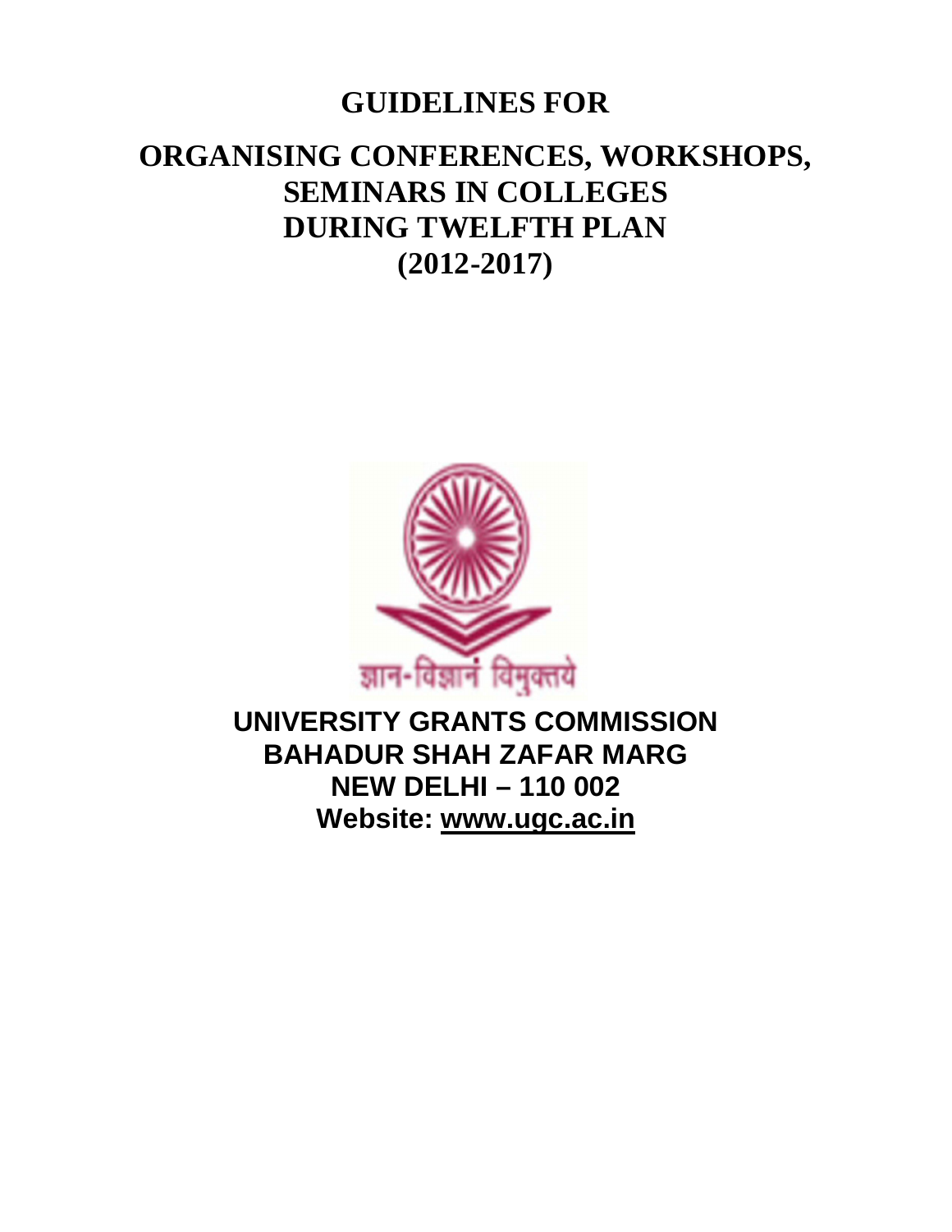# GUIDELINES FOR

# ORGANISING CONFERENCES, WORKSHOPS, SEMINARS IN COLLEGES DURING TWELFTH PLAN (2012-2017)

ज्ञान-विज्ञानं विमुक्तये

**UNIVERSITY GRANTS COMMISSION**
**BAHADUR SHAH ZAFAR MARG**
**NEW DELHI – 110 002**
**Website: www.ugc.ac.in**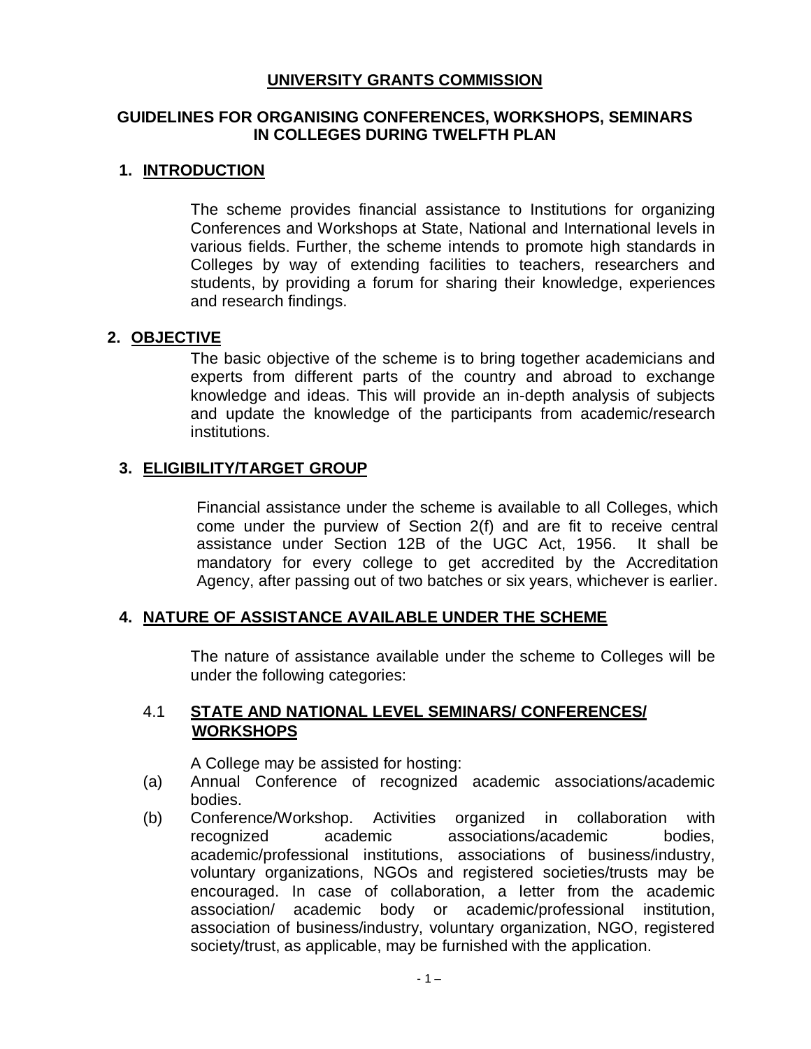# UNIVERSITY GRANTS COMMISSION

## GUIDELINES FOR ORGANISING CONFERENCES, WORKSHOPS, SEMINARS IN COLLEGES DURING TWELFTH PLAN

### 1. INTRODUCTION

The scheme provides financial assistance to Institutions for organizing Conferences and Workshops at State, National and International levels in various fields. Further, the scheme intends to promote high standards in Colleges by way of extending facilities to teachers, researchers and students, by providing a forum for sharing their knowledge, experiences and research findings.

### 2. OBJECTIVE

The basic objective of the scheme is to bring together academicians and experts from different parts of the country and abroad to exchange knowledge and ideas. This will provide an in-depth analysis of subjects and update the knowledge of the participants from academic/research institutions.

### 3. ELIGIBILITY/TARGET GROUP

Financial assistance under the scheme is available to all Colleges, which come under the purview of Section 2(f) and are fit to receive central assistance under Section 12B of the UGC Act, 1956. It shall be mandatory for every college to get accredited by the Accreditation Agency, after passing out of two batches or six years, whichever is earlier.

### 4. NATURE OF ASSISTANCE AVAILABLE UNDER THE SCHEME

The nature of assistance available under the scheme to Colleges will be under the following categories:

#### 4.1 STATE AND NATIONAL LEVEL SEMINARS/ CONFERENCES/ WORKSHOPS

A College may be assisted for hosting:

(a) Annual Conference of recognized academic associations/academic bodies.

(b) Conference/Workshop. Activities organized in collaboration with recognized academic associations/academic bodies, academic/professional institutions, associations of business/industry, voluntary organizations, NGOs and registered societies/trusts may be encouraged. In case of collaboration, a letter from the academic association/ academic body or academic/professional institution, association of business/industry, voluntary organization, NGO, registered society/trust, as applicable, may be furnished with the application.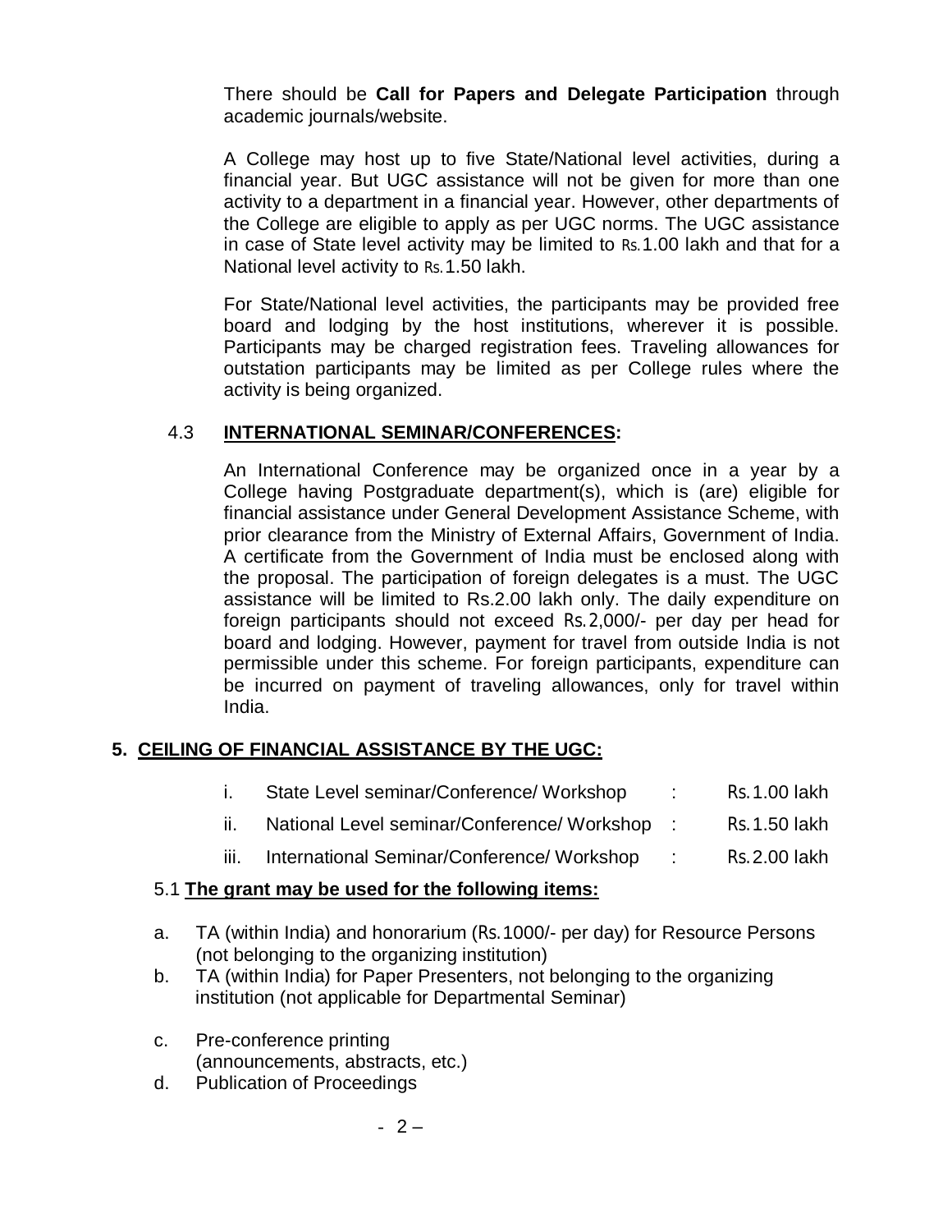There should be **Call for Papers and Delegate Participation** through academic journals/website.

A College may host up to five State/National level activities, during a financial year. But UGC assistance will not be given for more than one activity to a department in a financial year. However, other departments of the College are eligible to apply as per UGC norms. The UGC assistance in case of State level activity may be limited to Rs.1.00 lakh and that for a National level activity to Rs.1.50 lakh.

For State/National level activities, the participants may be provided free board and lodging by the host institutions, wherever it is possible. Participants may be charged registration fees. Traveling allowances for outstation participants may be limited as per College rules where the activity is being organized.

### 4.3 INTERNATIONAL SEMINAR/CONFERENCES:

An International Conference may be organized once in a year by a College having Postgraduate department(s), which is (are) eligible for financial assistance under General Development Assistance Scheme, with prior clearance from the Ministry of External Affairs, Government of India. A certificate from the Government of India must be enclosed along with the proposal. The participation of foreign delegates is a must. The UGC assistance will be limited to Rs.2.00 lakh only. The daily expenditure on foreign participants should not exceed Rs.2,000/- per day per head for board and lodging. However, payment for travel from outside India is not permissible under this scheme. For foreign participants, expenditure can be incurred on payment of traveling allowances, only for travel within India.

## 5. CEILING OF FINANCIAL ASSISTANCE BY THE UGC:

i. State Level seminar/Conference/ Workshop : Rs.1.00 lakh

ii. National Level seminar/Conference/ Workshop : Rs.1.50 lakh

iii. International Seminar/Conference/ Workshop : Rs.2.00 lakh

### 5.1 The grant may be used for the following items:

a. TA (within India) and honorarium (Rs.1000/- per day) for Resource Persons (not belonging to the organizing institution)

b. TA (within India) for Paper Presenters, not belonging to the organizing institution (not applicable for Departmental Seminar)

c. Pre-conference printing (announcements, abstracts, etc.)

d. Publication of Proceedings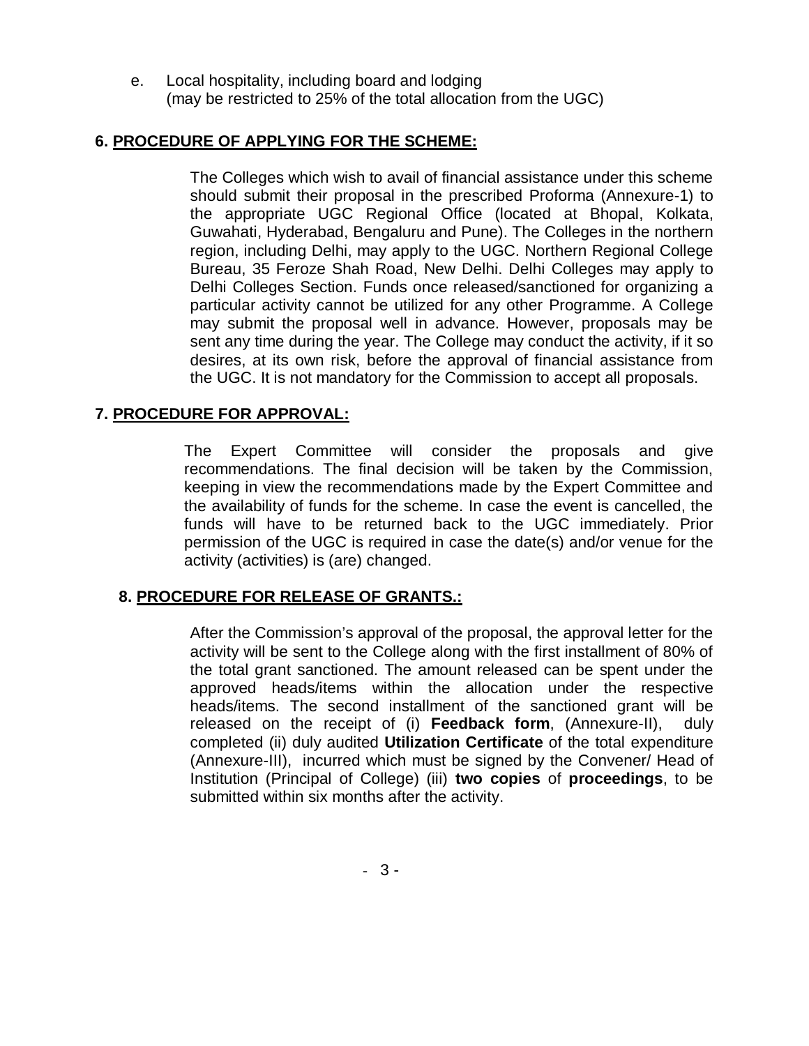e. Local hospitality, including board and lodging
   (may be restricted to 25% of the total allocation from the UGC)

## 6. PROCEDURE OF APPLYING FOR THE SCHEME:

The Colleges which wish to avail of financial assistance under this scheme should submit their proposal in the prescribed Proforma (Annexure-1) to the appropriate UGC Regional Office (located at Bhopal, Kolkata, Guwahati, Hyderabad, Bengaluru and Pune). The Colleges in the northern region, including Delhi, may apply to the UGC. Northern Regional College Bureau, 35 Feroze Shah Road, New Delhi. Delhi Colleges may apply to Delhi Colleges Section. Funds once released/sanctioned for organizing a particular activity cannot be utilized for any other Programme. A College may submit the proposal well in advance. However, proposals may be sent any time during the year. The College may conduct the activity, if it so desires, at its own risk, before the approval of financial assistance from the UGC. It is not mandatory for the Commission to accept all proposals.

## 7. PROCEDURE FOR APPROVAL:

The Expert Committee will consider the proposals and give recommendations. The final decision will be taken by the Commission, keeping in view the recommendations made by the Expert Committee and the availability of funds for the scheme. In case the event is cancelled, the funds will have to be returned back to the UGC immediately. Prior permission of the UGC is required in case the date(s) and/or venue for the activity (activities) is (are) changed.

## 8. PROCEDURE FOR RELEASE OF GRANTS.:

After the Commission's approval of the proposal, the approval letter for the activity will be sent to the College along with the first installment of 80% of the total grant sanctioned. The amount released can be spent under the approved heads/items within the allocation under the respective heads/items. The second installment of the sanctioned grant will be released on the receipt of (i) **Feedback form**, (Annexure-II), duly completed (ii) duly audited **Utilization Certificate** of the total expenditure (Annexure-III), incurred which must be signed by the Convener/ Head of Institution (Principal of College) (iii) **two copies** of **proceedings**, to be submitted within six months after the activity.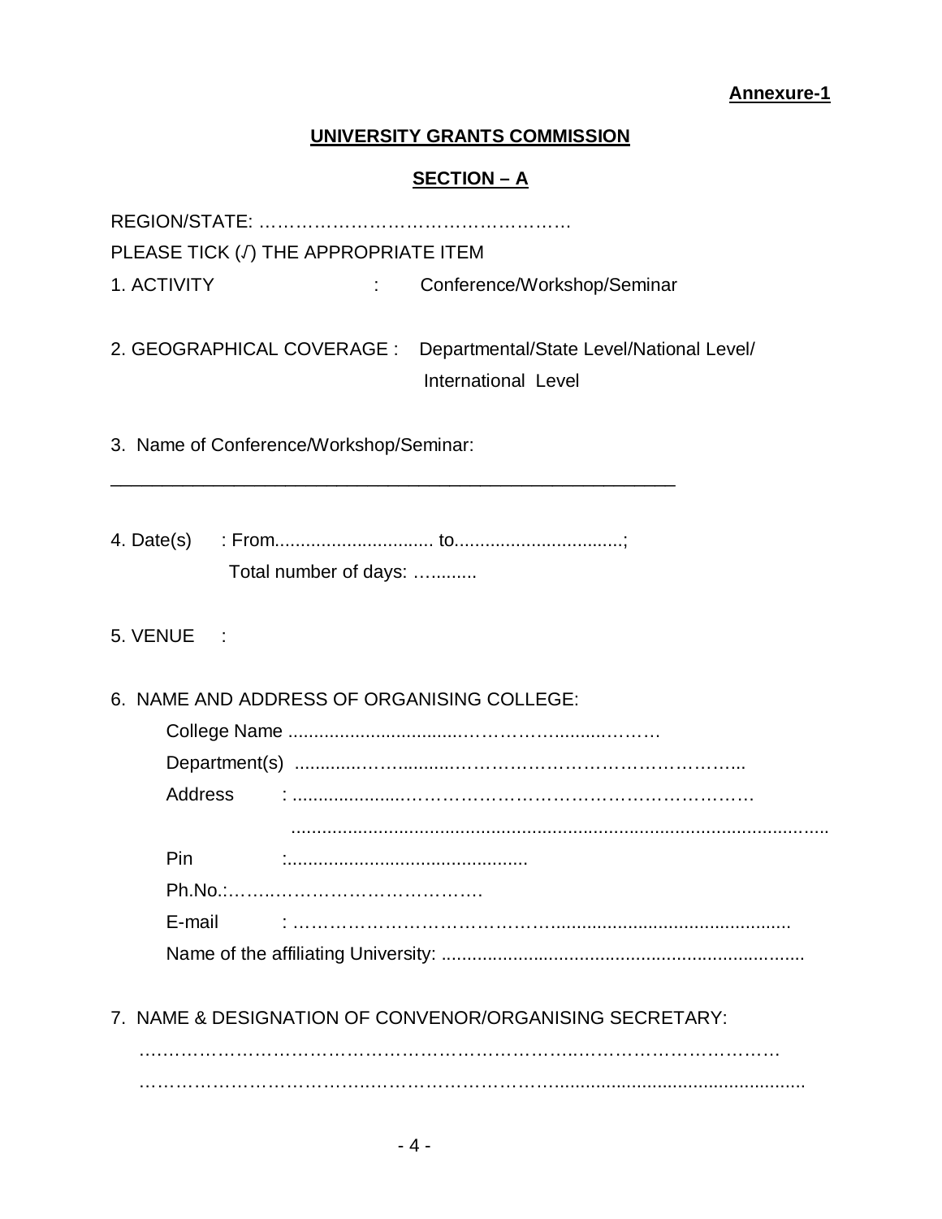**Annexure-1**

## UNIVERSITY GRANTS COMMISSION

### SECTION – A

REGION/STATE: ……………………………………………

PLEASE TICK (✓) THE APPROPRIATE ITEM

1. ACTIVITY : Conference/Workshop/Seminar

2. GEOGRAPHICAL COVERAGE : Departmental/State Level/National Level/ International Level

3. Name of Conference/Workshop/Seminar:

______________________________________________________________

4. Date(s) : From............................... to.................................;
   Total number of days: …..........

5. VENUE :

6. NAME AND ADDRESS OF ORGANISING COLLEGE:

   College Name ..................................……………..........………

   Department(s) ............……..........…………………………………………..

   Address : ....................…………………………………………………

   ..........................................................................................................

   Pin :..............................................

   Ph.No.:……..……………………………….

   E-mail : ……………………………………..............................................

   Name of the affiliating University: .......................................................................

7. NAME & DESIGNATION OF CONVENOR/ORGANISING SECRETARY:

   ….……………………………….……………….…………….……………………………

   ……………………………….………………………….................................................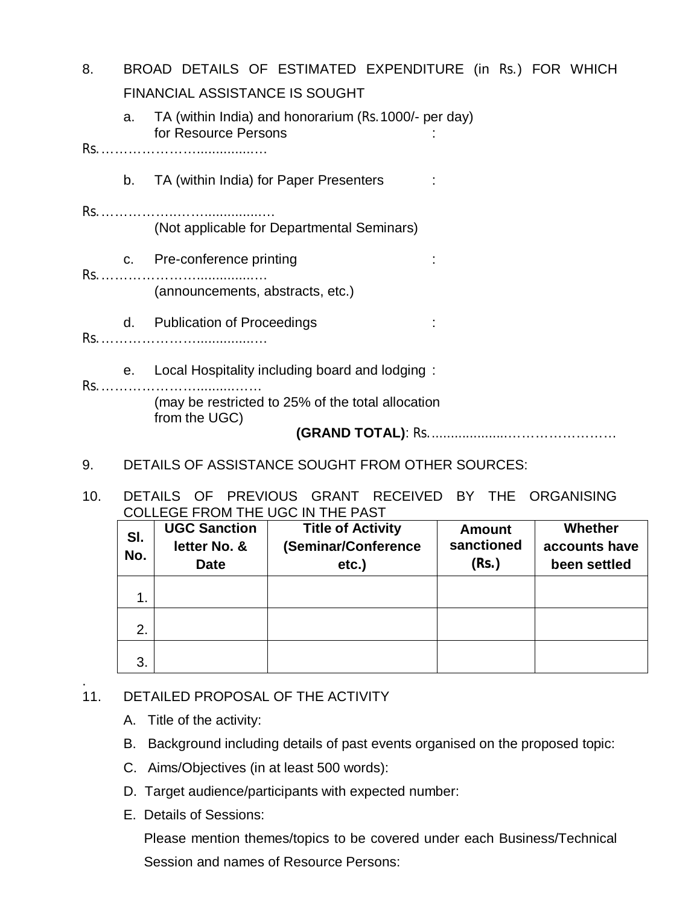8. BROAD DETAILS OF ESTIMATED EXPENDITURE (in Rs.) FOR WHICH FINANCIAL ASSISTANCE IS SOUGHT

   a. TA (within India) and honorarium (Rs.1000/- per day) for Resource Persons : Rs.……………………..................…

   b. TA (within India) for Paper Presenters : Rs.………………..……..................…
      (Not applicable for Departmental Seminars)

   c. Pre-conference printing : Rs.……………………..................…
      (announcements, abstracts, etc.)

   d. Publication of Proceedings : Rs.……………………..................…

   e. Local Hospitality including board and lodging : Rs.……………………...........……
      (may be restricted to 25% of the total allocation from the UGC)

   **(GRAND TOTAL)**: Rs....................……………………

9. DETAILS OF ASSISTANCE SOUGHT FROM OTHER SOURCES:

10. DETAILS OF PREVIOUS GRANT RECEIVED BY THE ORGANISING COLLEGE FROM THE UGC IN THE PAST

| Sl. No. | UGC Sanction letter No. & Date | Title of Activity (Seminar/Conference etc.) | Amount sanctioned (Rs.) | Whether accounts have been settled |
|---|---|---|---|---|
| 1. | | | | |
| 2. | | | | |
| 3. | | | | |

11. DETAILED PROPOSAL OF THE ACTIVITY

   A. Title of the activity:

   B. Background including details of past events organised on the proposed topic:

   C. Aims/Objectives (in at least 500 words):

   D. Target audience/participants with expected number:

   E. Details of Sessions:

      Please mention themes/topics to be covered under each Business/Technical Session and names of Resource Persons: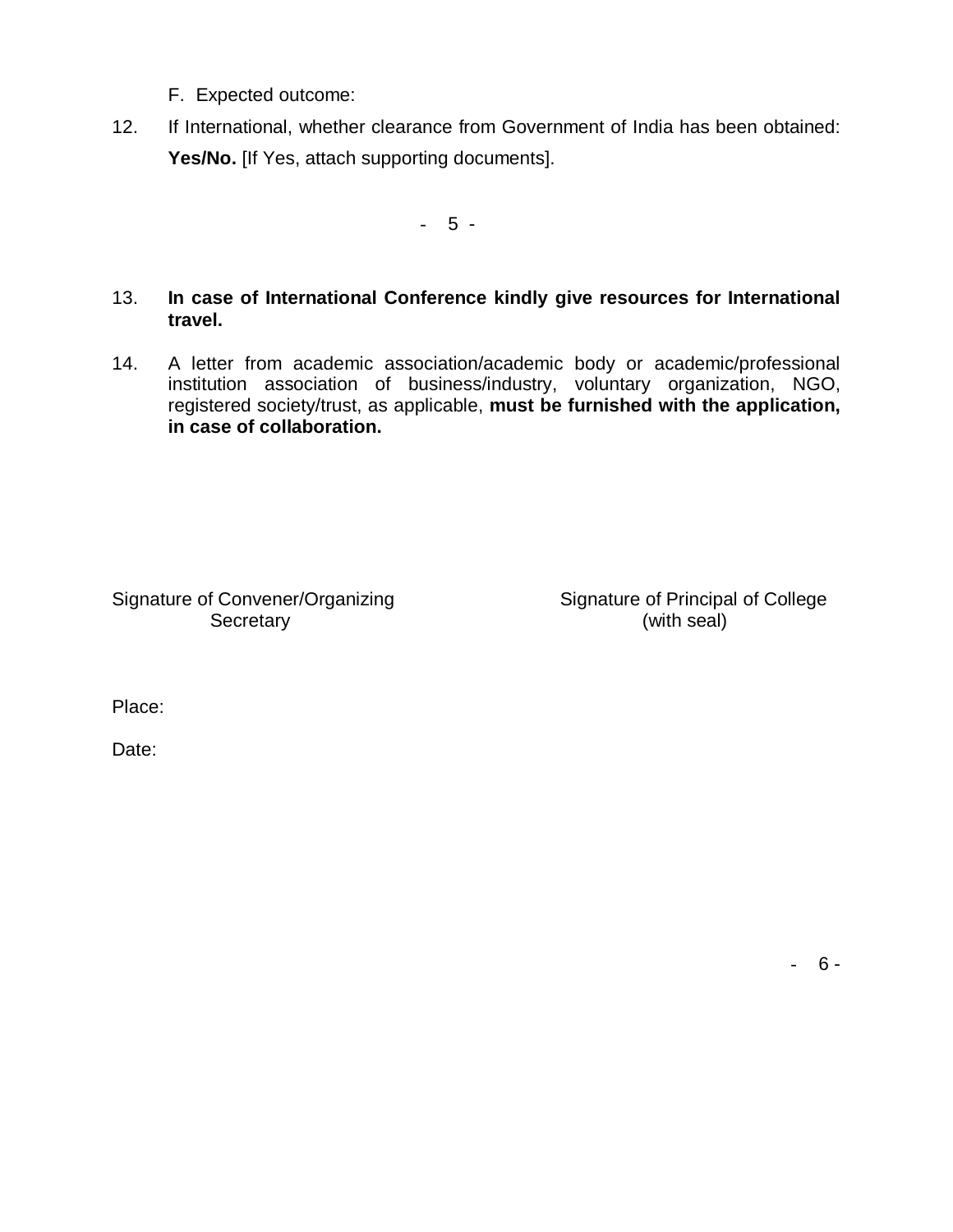F. Expected outcome:

12. If International, whether clearance from Government of India has been obtained: **Yes/No.** [If Yes, attach supporting documents].

13. **In case of International Conference kindly give resources for International travel.**

14. A letter from academic association/academic body or academic/professional institution association of business/industry, voluntary organization, NGO, registered society/trust, as applicable, **must be furnished with the application, in case of collaboration.**

Signature of Convener/Organizing Secretary

Signature of Principal of College (with seal)

Place:

Date: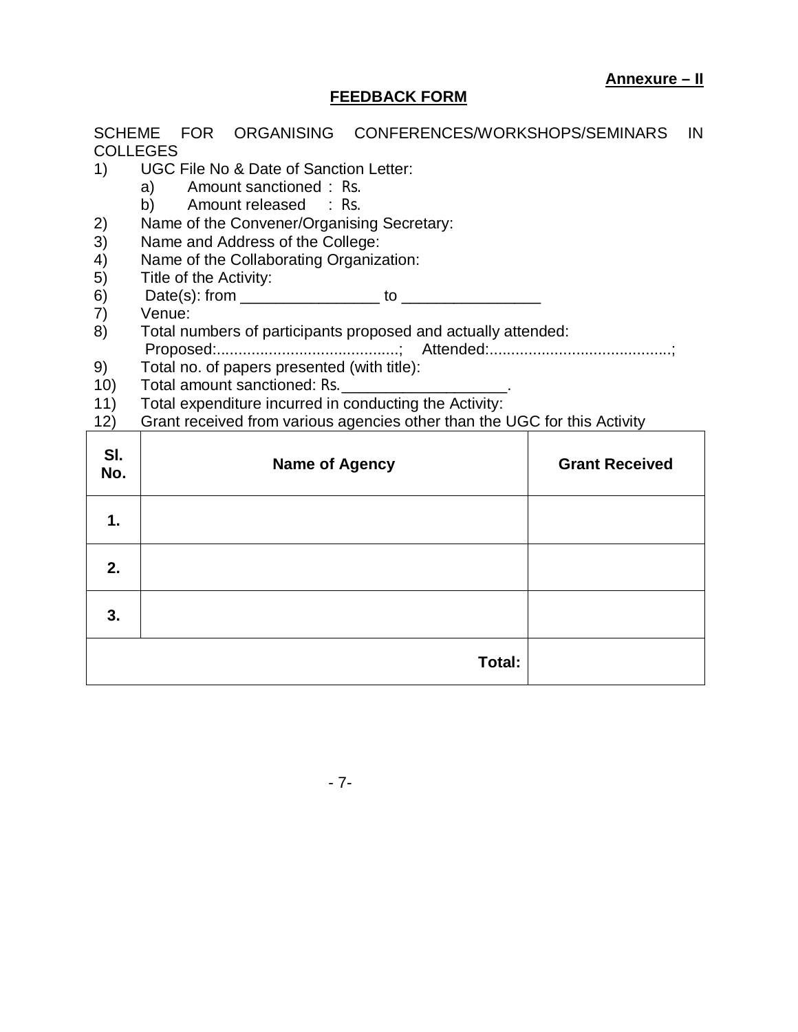**Annexure – II**

## FEEDBACK FORM

SCHEME FOR ORGANISING CONFERENCES/WORKSHOPS/SEMINARS IN COLLEGES

1) UGC File No & Date of Sanction Letter:
   a) Amount sanctioned : Rs.
   b) Amount released : Rs.
2) Name of the Convener/Organising Secretary:
3) Name and Address of the College:
4) Name of the Collaborating Organization:
5) Title of the Activity:
6) Date(s): from ________________ to ________________
7) Venue:
8) Total numbers of participants proposed and actually attended:
   Proposed:..........................................; Attended:..........................................;
9) Total no. of papers presented (with title):
10) Total amount sanctioned: Rs.___________________.
11) Total expenditure incurred in conducting the Activity:
12) Grant received from various agencies other than the UGC for this Activity

| Sl. No. | Name of Agency | Grant Received |
|---|---|---|
| 1. | | |
| 2. | | |
| 3. | | |
| | **Total:** | |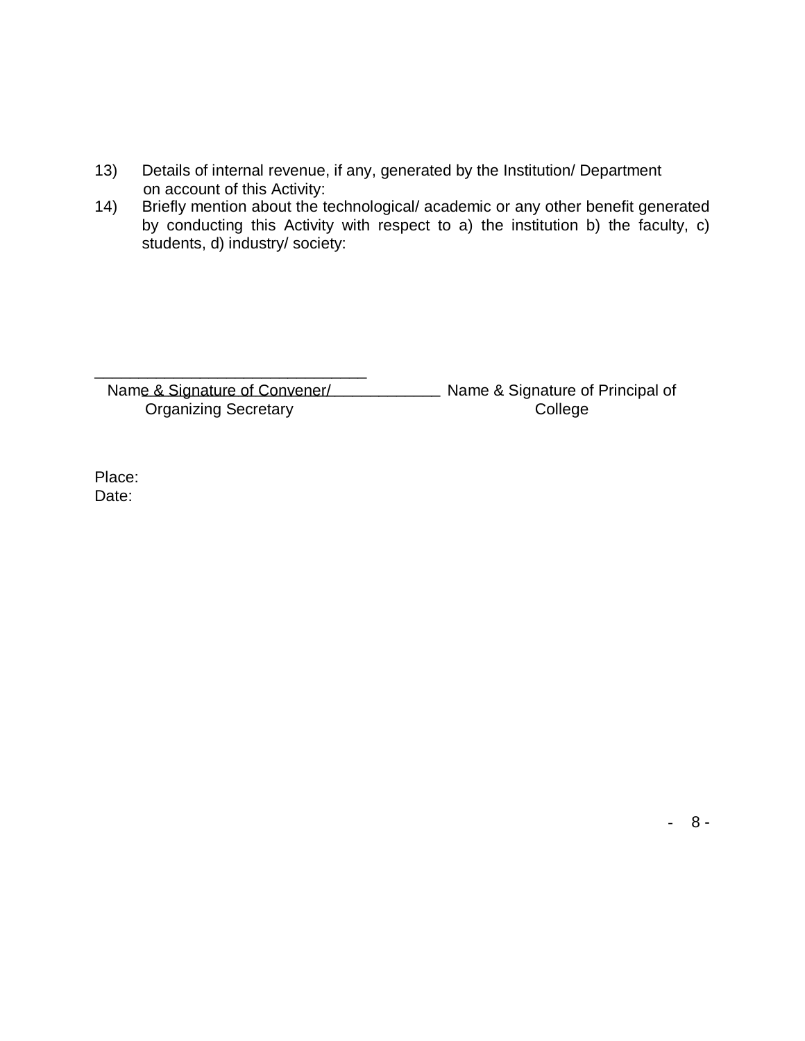13) Details of internal revenue, if any, generated by the Institution/ Department on account of this Activity:

14) Briefly mention about the technological/ academic or any other benefit generated by conducting this Activity with respect to a) the institution b) the faculty, c) students, d) industry/ society:

_______________________________ _____________

Name & Signature of Convener/ Organizing Secretary

Name & Signature of Principal of College

Place:

Date: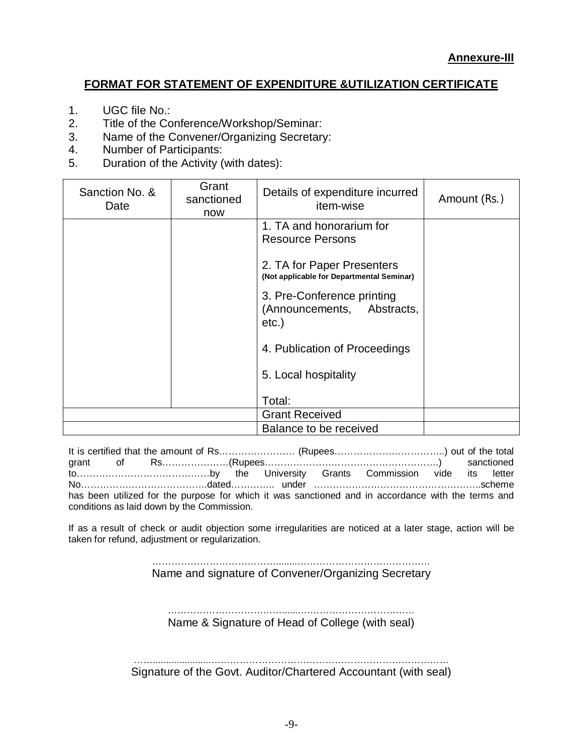**Annexure-III**

## FORMAT FOR STATEMENT OF EXPENDITURE &UTILIZATION CERTIFICATE

1. UGC file No.:
2. Title of the Conference/Workshop/Seminar:
3. Name of the Convener/Organizing Secretary:
4. Number of Participants:
5. Duration of the Activity (with dates):

| Sanction No. & Date | Grant sanctioned now | Details of expenditure incurred item-wise | Amount (Rs.) |
|---|---|---|---|
| | | 1. TA and honorarium for Resource Persons | |
| | | 2. TA for Paper Presenters **(Not applicable for Departmental Seminar)** | |
| | | 3. Pre-Conference printing (Announcements, Abstracts, etc.) | |
| | | 4. Publication of Proceedings | |
| | | 5. Local hospitality | |
| | | Total: | |
| | | Grant Received | |
| | | Balance to be received | |

It is certified that the amount of Rs…………………… (Rupees……………………………..) out of the total grant of Rs…………………(Rupees………………………………………………) sanctioned to……………………………………by the University Grants Commission vide its letter No………………………………..dated………….. under ……………………………………………..scheme has been utilized for the purpose for which it was sanctioned and in accordance with the terms and conditions as laid down by the Commission.

If as a result of check or audit objection some irregularities are noticed at a later stage, action will be taken for refund, adjustment or regularization.

………………………………...........……………………………………
Name and signature of Convener/Organizing Secretary

……………………………….......…………………………………
Name & Signature of Head of College (with seal)

…….....................……………………………………………………………………
Signature of the Govt. Auditor/Chartered Accountant (with seal)